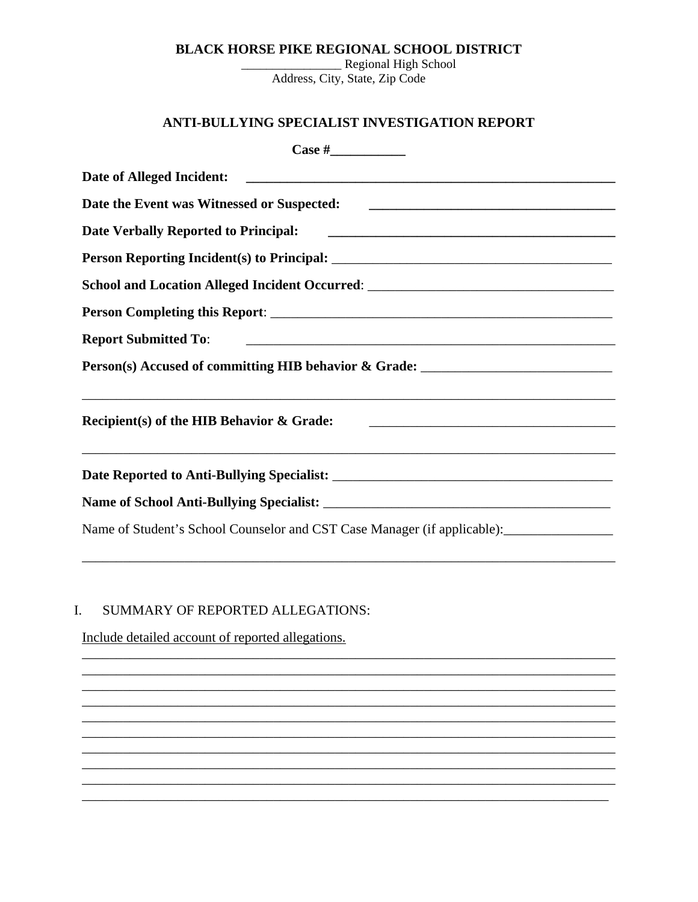**BLACK HORSE PIKE REGIONAL SCHOOL DISTRICT**

________________ Regional High School

Address, City, State, Zip Code

**ANTI-BULLYING SPECIALIST INVESTIGATION REPORT**

**Case #___________**

**Date of Alleged Incident:** _______________________________________________________

**Date the Event was Witnessed or Suspected:** ____________________________________

**Date Verbally Reported to Principal:** __________________________________________

**Person Reporting Incident(s) to Principal:** _________________________________________

**School and Location Alleged Incident Occurred**: ____________________________________

**Person Completing this Report**: ____________________________________________________

**Report Submitted To**: _______________________________________________________

**Person(s) Accused of committing HIB behavior & Grade:** ____________________________

_________________________________________________________________________________

**Recipient(s) of the HIB Behavior & Grade:** ____________________________________

_________________________________________________________________________________

**Date Reported to Anti-Bullying Specialist:** _________________________________________

**Name of School Anti-Bullying Specialist:** __________________________________________

Name of Student's School Counselor and CST Case Manager (if applicable):________________

_________________________________________________________________________________

I. SUMMARY OF REPORTED ALLEGATIONS:

<u>Include detailed account of reported allegations.</u>

_________________________________________________________________________________
_________________________________________________________________________________
_________________________________________________________________________________
_________________________________________________________________________________
_________________________________________________________________________________
_________________________________________________________________________________
_________________________________________________________________________________
_________________________________________________________________________________
_________________________________________________________________________________
________________________________________________________________________________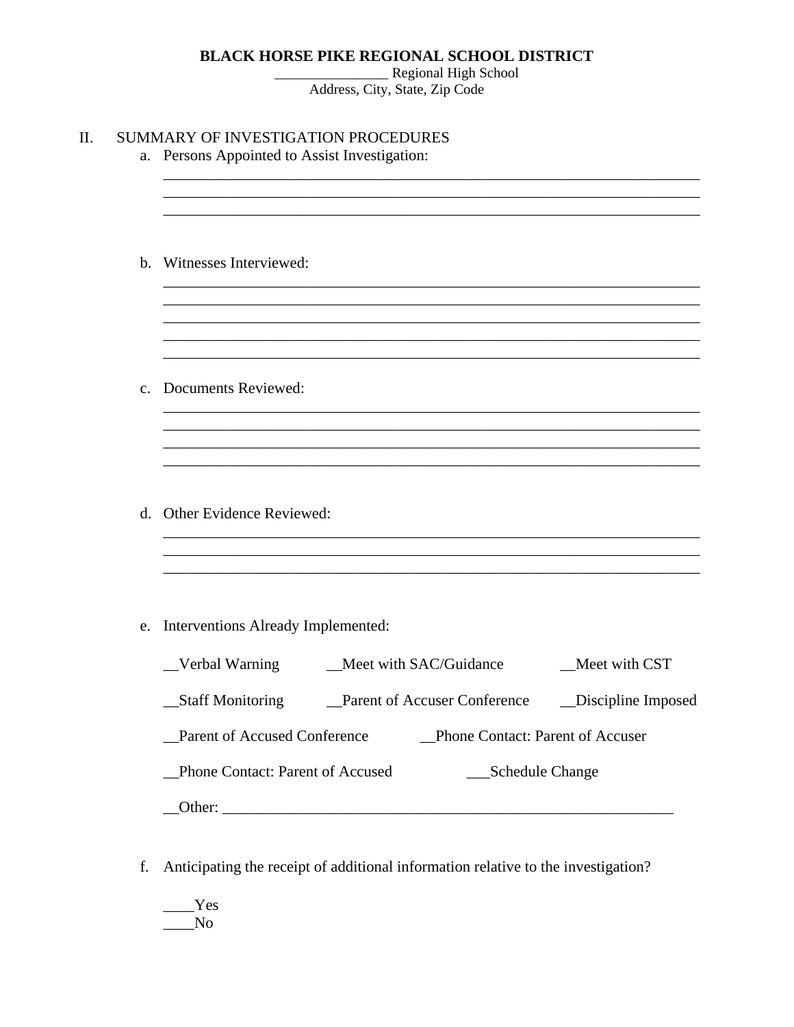**BLACK HORSE PIKE REGIONAL SCHOOL DISTRICT**
________________ Regional High School
Address, City, State, Zip Code

II. SUMMARY OF INVESTIGATION PROCEDURES

a. Persons Appointed to Assist Investigation:

_______________________________________________________________________
_______________________________________________________________________
_______________________________________________________________________

b. Witnesses Interviewed:

_______________________________________________________________________
_______________________________________________________________________
_______________________________________________________________________
_______________________________________________________________________
_______________________________________________________________________

c. Documents Reviewed:

_______________________________________________________________________
_______________________________________________________________________
_______________________________________________________________________
_______________________________________________________________________

d. Other Evidence Reviewed:

_______________________________________________________________________
_______________________________________________________________________
_______________________________________________________________________

e. Interventions Already Implemented:

__Verbal Warning __Meet with SAC/Guidance __Meet with CST

__Staff Monitoring __Parent of Accuser Conference __Discipline Imposed

__Parent of Accused Conference __Phone Contact: Parent of Accuser

__Phone Contact: Parent of Accused ___Schedule Change

__Other: ____________________________________________________________

f. Anticipating the receipt of additional information relative to the investigation?

____Yes
____No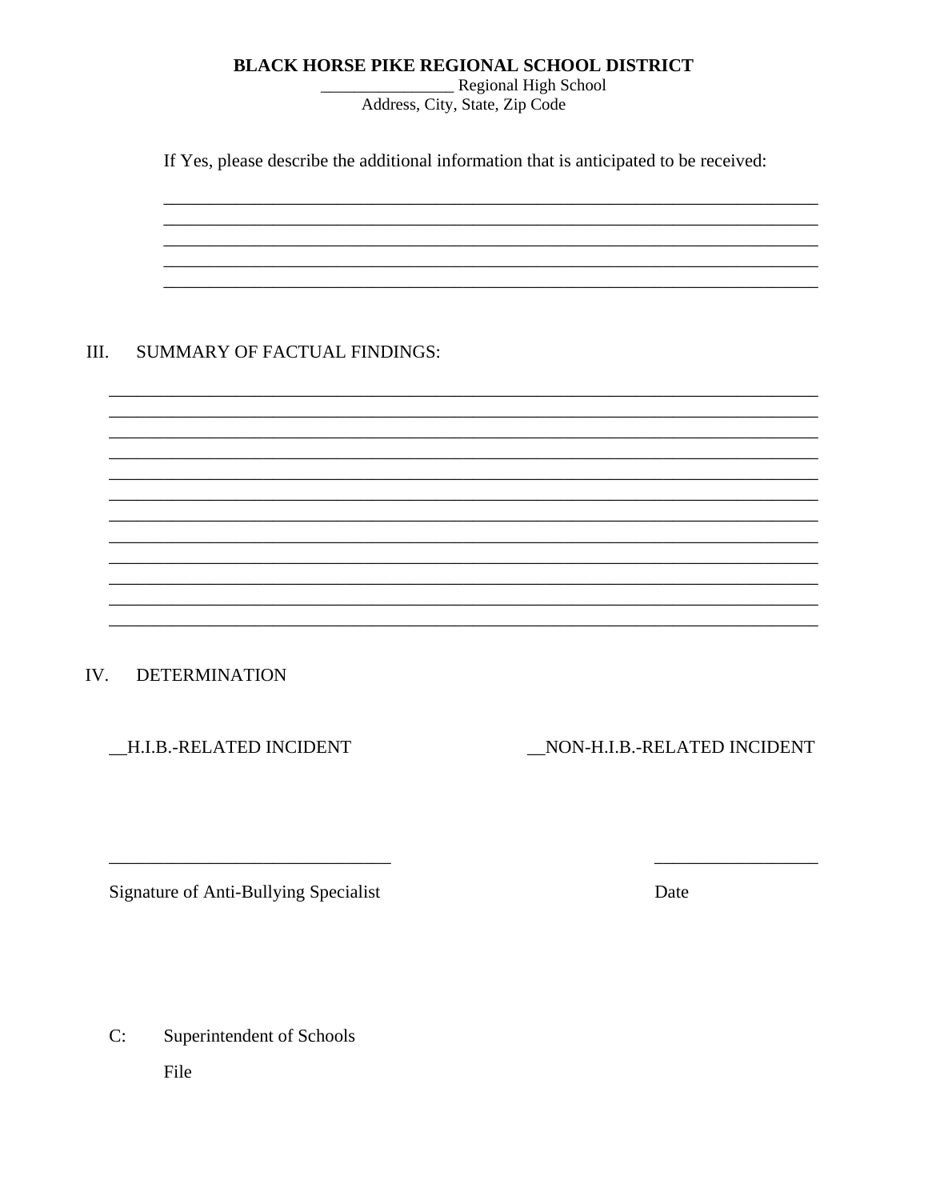**BLACK HORSE PIKE REGIONAL SCHOOL DISTRICT**

________________ Regional High School

Address, City, State, Zip Code

If Yes, please describe the additional information that is anticipated to be received:

___________________________________________________________________________
___________________________________________________________________________
___________________________________________________________________________
___________________________________________________________________________
___________________________________________________________________________

III. SUMMARY OF FACTUAL FINDINGS:

___________________________________________________________________________
___________________________________________________________________________
___________________________________________________________________________
___________________________________________________________________________
___________________________________________________________________________
___________________________________________________________________________
___________________________________________________________________________
___________________________________________________________________________
___________________________________________________________________________
___________________________________________________________________________
___________________________________________________________________________

IV. DETERMINATION

__H.I.B.-RELATED INCIDENT __NON-H.I.B.-RELATED INCIDENT

_______________________________ __________________

Signature of Anti-Bullying Specialist Date

C: Superintendent of Schools

File